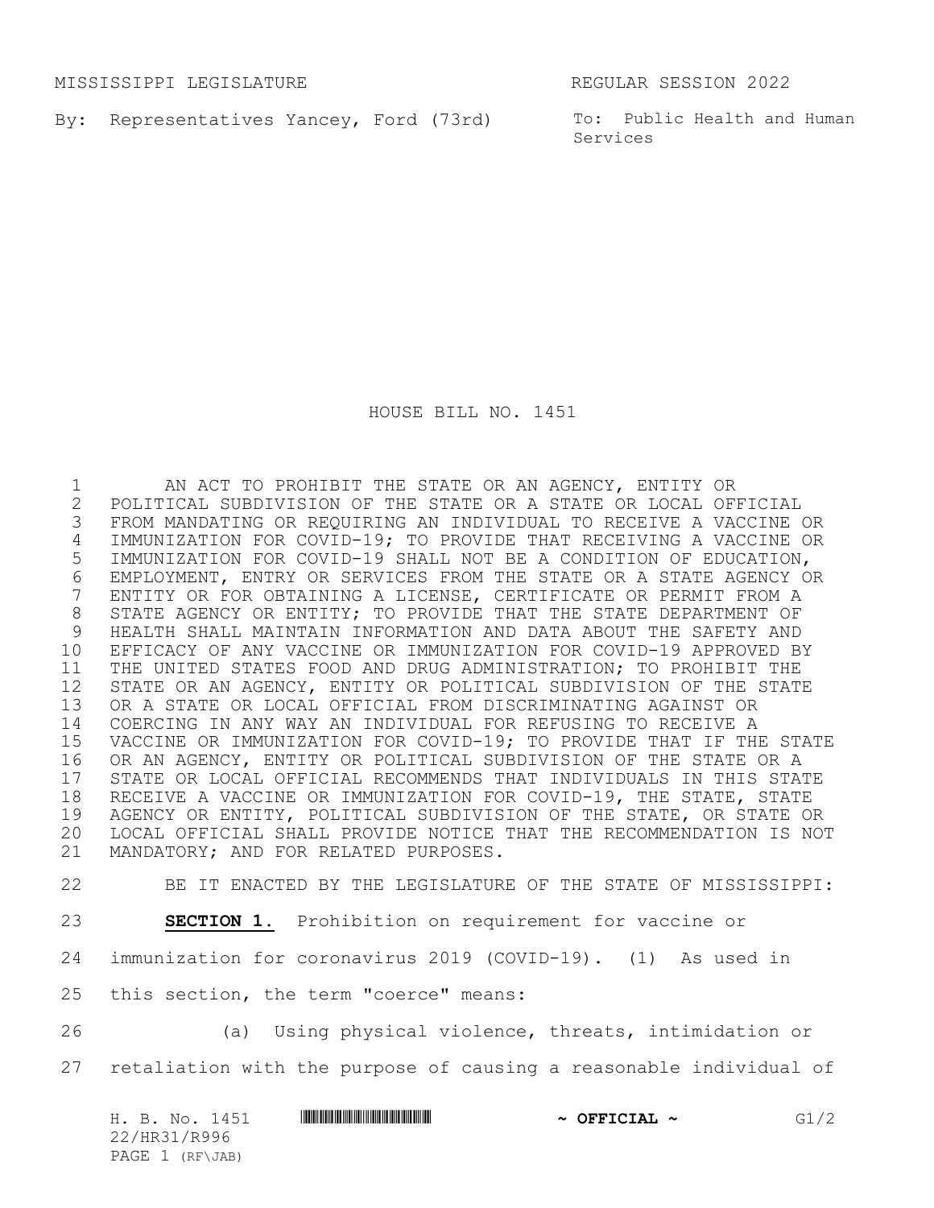MISSISSIPPI LEGISLATURE REGULAR SESSION 2022

By: Representatives Yancey, Ford (73rd)

To: Public Health and Human Services

# HOUSE BILL NO. 1451

AN ACT TO PROHIBIT THE STATE OR AN AGENCY, ENTITY OR POLITICAL SUBDIVISION OF THE STATE OR A STATE OR LOCAL OFFICIAL FROM MANDATING OR REQUIRING AN INDIVIDUAL TO RECEIVE A VACCINE OR IMMUNIZATION FOR COVID-19; TO PROVIDE THAT RECEIVING A VACCINE OR IMMUNIZATION FOR COVID-19 SHALL NOT BE A CONDITION OF EDUCATION, EMPLOYMENT, ENTRY OR SERVICES FROM THE STATE OR A STATE AGENCY OR ENTITY OR FOR OBTAINING A LICENSE, CERTIFICATE OR PERMIT FROM A STATE AGENCY OR ENTITY; TO PROVIDE THAT THE STATE DEPARTMENT OF HEALTH SHALL MAINTAIN INFORMATION AND DATA ABOUT THE SAFETY AND EFFICACY OF ANY VACCINE OR IMMUNIZATION FOR COVID-19 APPROVED BY THE UNITED STATES FOOD AND DRUG ADMINISTRATION; TO PROHIBIT THE STATE OR AN AGENCY, ENTITY OR POLITICAL SUBDIVISION OF THE STATE OR A STATE OR LOCAL OFFICIAL FROM DISCRIMINATING AGAINST OR COERCING IN ANY WAY AN INDIVIDUAL FOR REFUSING TO RECEIVE A VACCINE OR IMMUNIZATION FOR COVID-19; TO PROVIDE THAT IF THE STATE OR AN AGENCY, ENTITY OR POLITICAL SUBDIVISION OF THE STATE OR A STATE OR LOCAL OFFICIAL RECOMMENDS THAT INDIVIDUALS IN THIS STATE RECEIVE A VACCINE OR IMMUNIZATION FOR COVID-19, THE STATE, STATE AGENCY OR ENTITY, POLITICAL SUBDIVISION OF THE STATE, OR STATE OR LOCAL OFFICIAL SHALL PROVIDE NOTICE THAT THE RECOMMENDATION IS NOT MANDATORY; AND FOR RELATED PURPOSES.

BE IT ENACTED BY THE LEGISLATURE OF THE STATE OF MISSISSIPPI:

**SECTION 1.** Prohibition on requirement for vaccine or immunization for coronavirus 2019 (COVID-19). (1) As used in this section, the term "coerce" means:

(a) Using physical violence, threats, intimidation or retaliation with the purpose of causing a reasonable individual of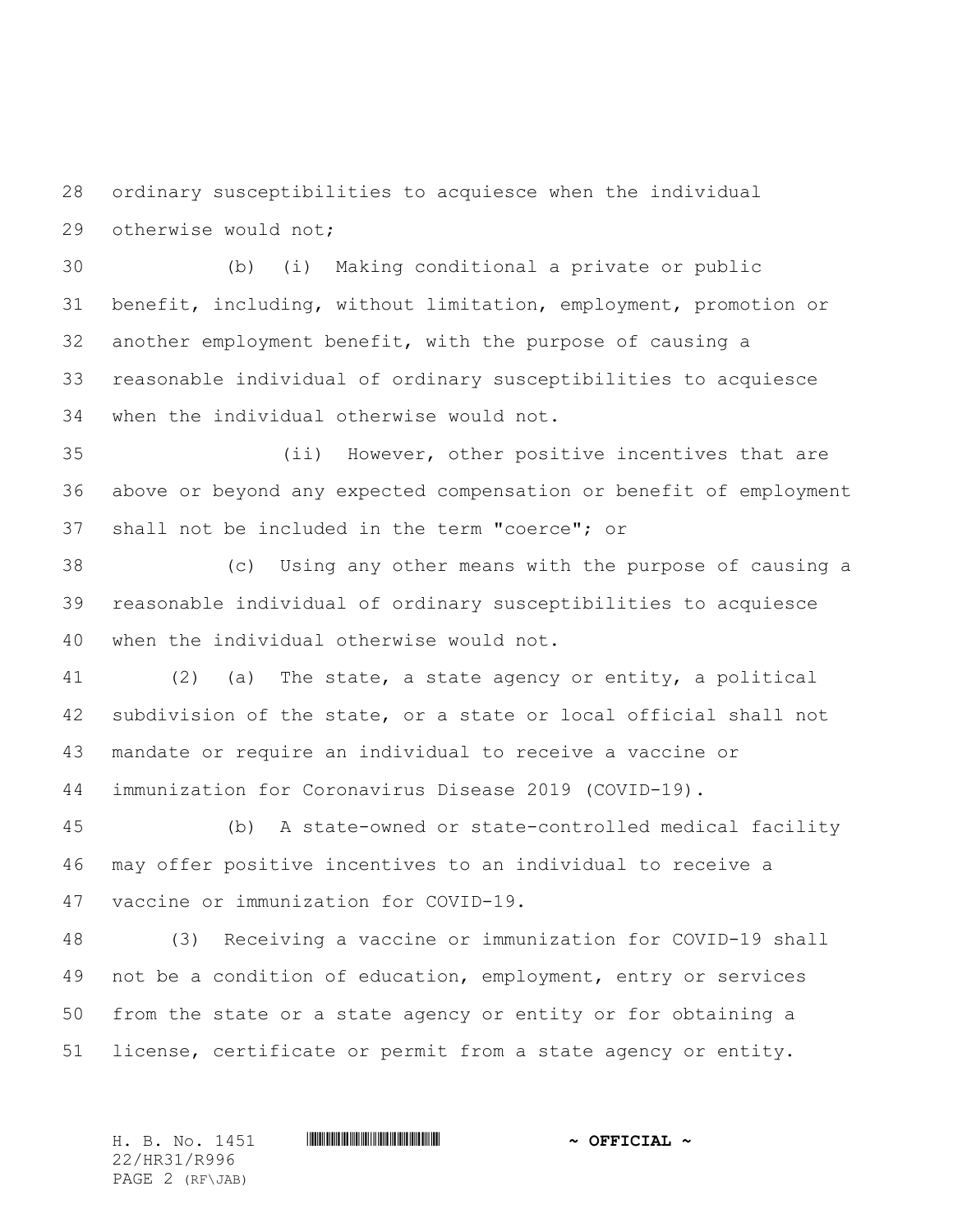ordinary susceptibilities to acquiesce when the individual otherwise would not;

(b) (i) Making conditional a private or public benefit, including, without limitation, employment, promotion or another employment benefit, with the purpose of causing a reasonable individual of ordinary susceptibilities to acquiesce when the individual otherwise would not.

(ii) However, other positive incentives that are above or beyond any expected compensation or benefit of employment shall not be included in the term "coerce"; or

(c) Using any other means with the purpose of causing a reasonable individual of ordinary susceptibilities to acquiesce when the individual otherwise would not.

(2) (a) The state, a state agency or entity, a political subdivision of the state, or a state or local official shall not mandate or require an individual to receive a vaccine or immunization for Coronavirus Disease 2019 (COVID-19).

(b) A state-owned or state-controlled medical facility may offer positive incentives to an individual to receive a vaccine or immunization for COVID-19.

(3) Receiving a vaccine or immunization for COVID-19 shall not be a condition of education, employment, entry or services from the state or a state agency or entity or for obtaining a license, certificate or permit from a state agency or entity.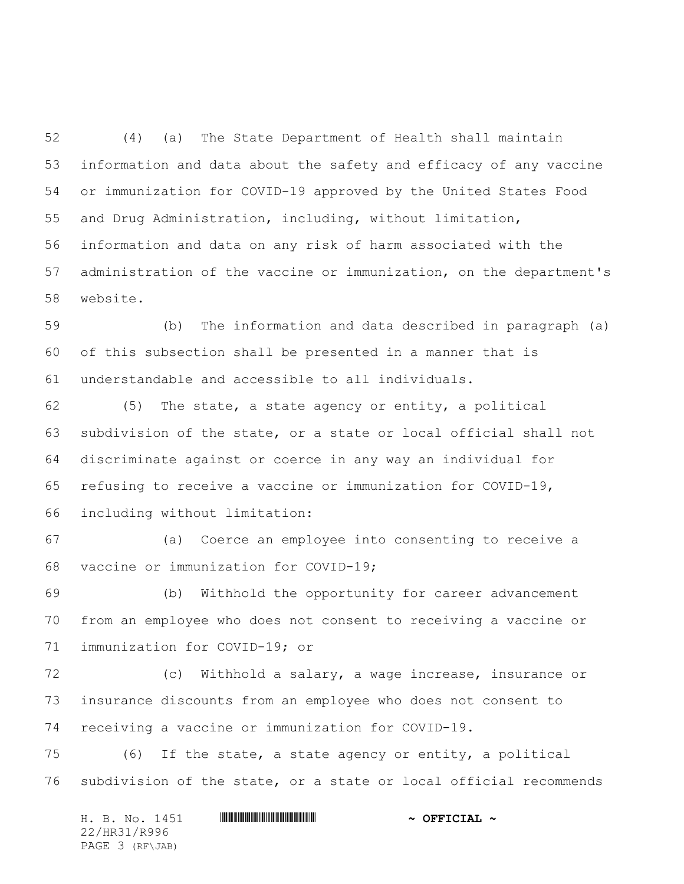(4) (a) The State Department of Health shall maintain information and data about the safety and efficacy of any vaccine or immunization for COVID-19 approved by the United States Food and Drug Administration, including, without limitation, information and data on any risk of harm associated with the administration of the vaccine or immunization, on the department's website.

(b) The information and data described in paragraph (a) of this subsection shall be presented in a manner that is understandable and accessible to all individuals.

(5) The state, a state agency or entity, a political subdivision of the state, or a state or local official shall not discriminate against or coerce in any way an individual for refusing to receive a vaccine or immunization for COVID-19, including without limitation:

(a) Coerce an employee into consenting to receive a vaccine or immunization for COVID-19;

(b) Withhold the opportunity for career advancement from an employee who does not consent to receiving a vaccine or immunization for COVID-19; or

(c) Withhold a salary, a wage increase, insurance or insurance discounts from an employee who does not consent to receiving a vaccine or immunization for COVID-19.

(6) If the state, a state agency or entity, a political subdivision of the state, or a state or local official recommends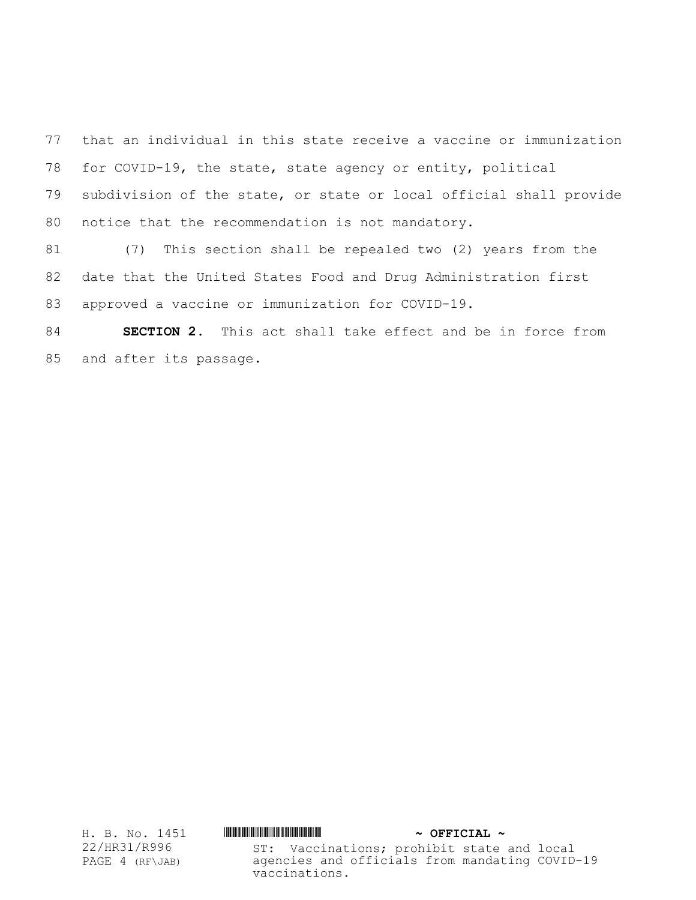that an individual in this state receive a vaccine or immunization for COVID-19, the state, state agency or entity, political subdivision of the state, or state or local official shall provide notice that the recommendation is not mandatory.

(7) This section shall be repealed two (2) years from the date that the United States Food and Drug Administration first approved a vaccine or immunization for COVID-19.

**SECTION 2.** This act shall take effect and be in force from and after its passage.